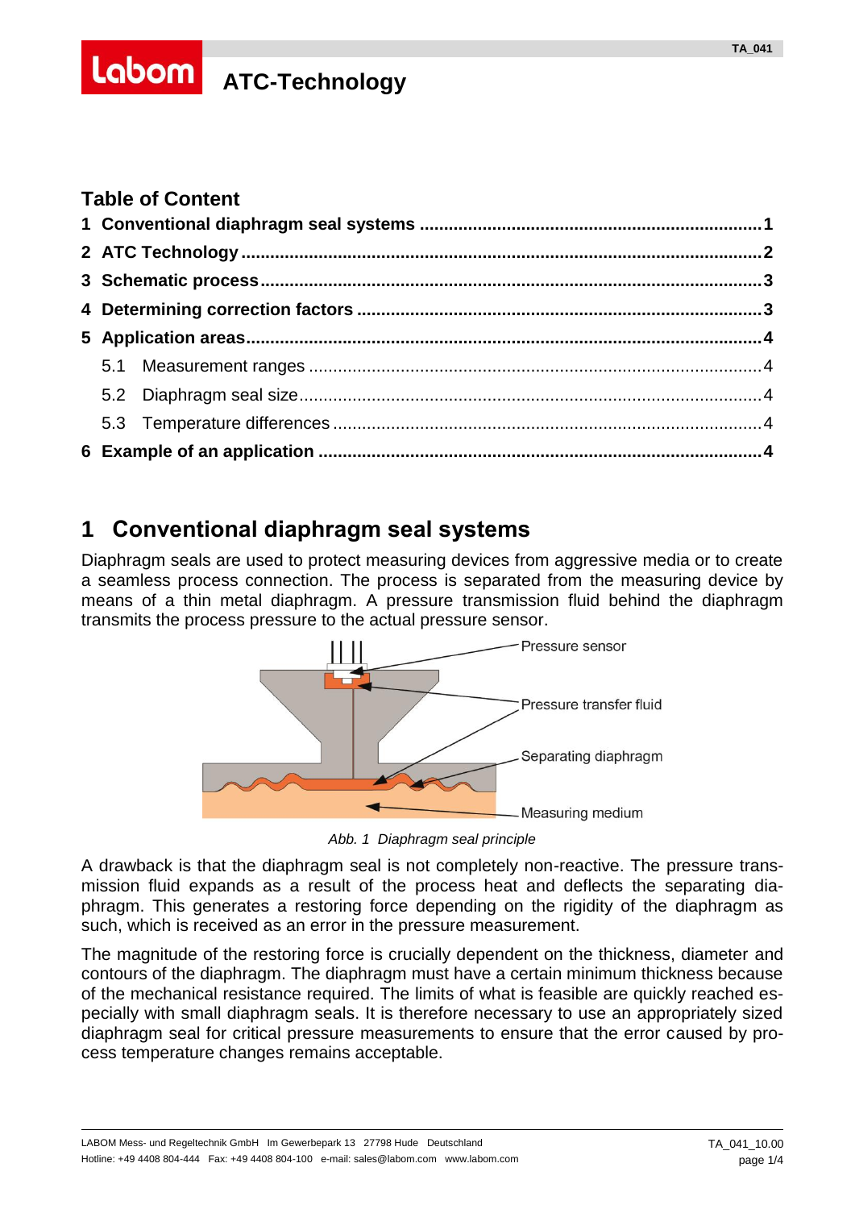# ATC-Technology

## Table of Content

1 Conventional diaphragm seal systems ........................................................................1
2 ATC Technology ........................................................................................................2
3 Schematic process .....................................................................................................3
4 Determining correction factors ..................................................................................3
5 Application areas........................................................................................................4
   5.1 Measurement ranges ..........................................................................................4
   5.2 Diaphragm seal size............................................................................................4
   5.3 Temperature differences .....................................................................................4
6 Example of an application .........................................................................................4

## 1 Conventional diaphragm seal systems

Diaphragm seals are used to protect measuring devices from aggressive media or to create a seamless process connection. The process is separated from the measuring device by means of a thin metal diaphragm. A pressure transmission fluid behind the diaphragm transmits the process pressure to the actual pressure sensor.

*Abb. 1 Diaphragm seal principle*

A drawback is that the diaphragm seal is not completely non-reactive. The pressure transmission fluid expands as a result of the process heat and deflects the separating diaphragm. This generates a restoring force depending on the rigidity of the diaphragm as such, which is received as an error in the pressure measurement.

The magnitude of the restoring force is crucially dependent on the thickness, diameter and contours of the diaphragm. The diaphragm must have a certain minimum thickness because of the mechanical resistance required. The limits of what is feasible are quickly reached especially with small diaphragm seals. It is therefore necessary to use an appropriately sized diaphragm seal for critical pressure measurements to ensure that the error caused by process temperature changes remains acceptable.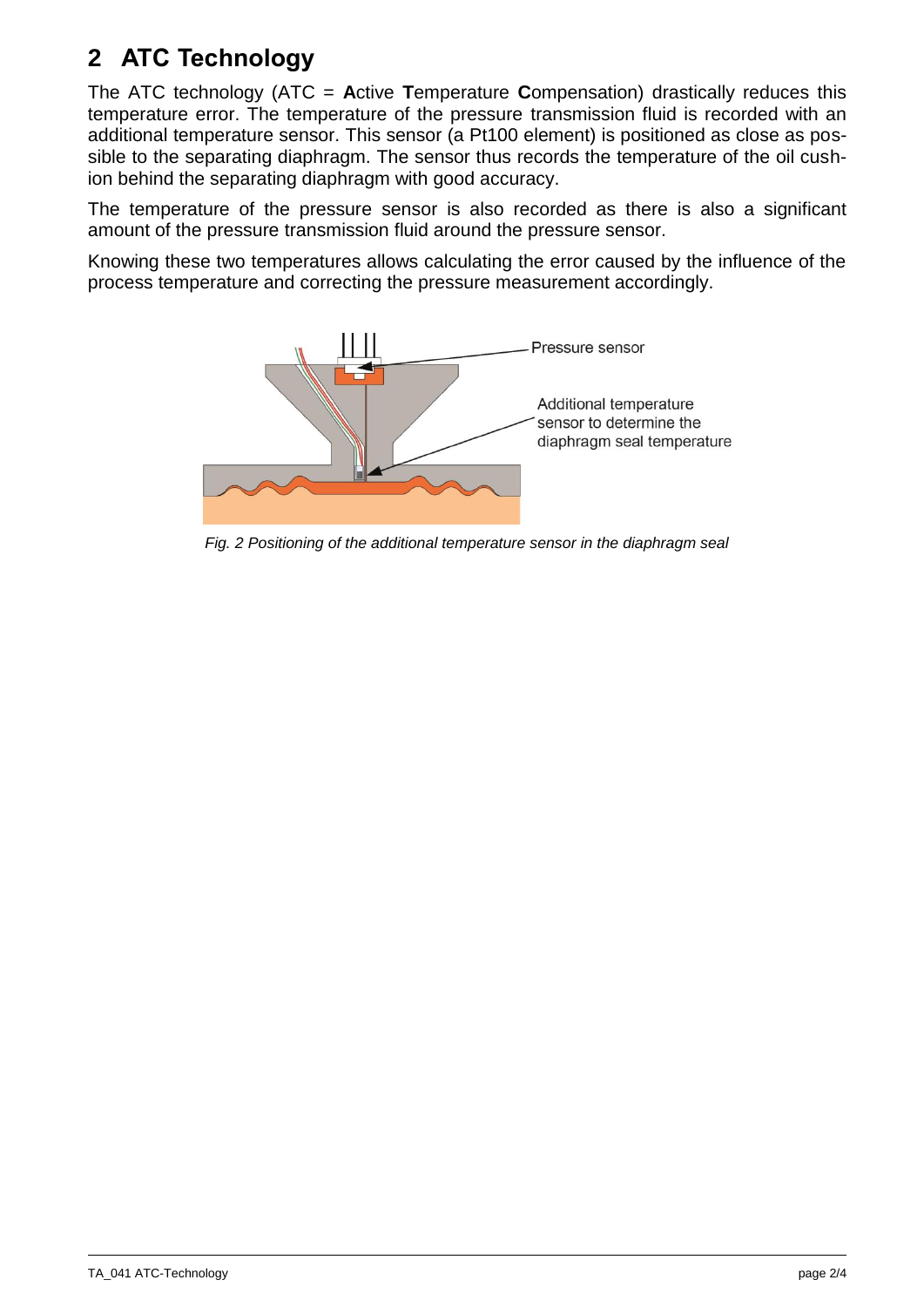## 2 ATC Technology

The ATC technology (ATC = **A**ctive **T**emperature **C**ompensation) drastically reduces this temperature error. The temperature of the pressure transmission fluid is recorded with an additional temperature sensor. This sensor (a Pt100 element) is positioned as close as possible to the separating diaphragm. The sensor thus records the temperature of the oil cushion behind the separating diaphragm with good accuracy.

The temperature of the pressure sensor is also recorded as there is also a significant amount of the pressure transmission fluid around the pressure sensor.

Knowing these two temperatures allows calculating the error caused by the influence of the process temperature and correcting the pressure measurement accordingly.

Pressure sensor

Additional temperature sensor to determine the diaphragm seal temperature

*Fig. 2 Positioning of the additional temperature sensor in the diaphragm seal*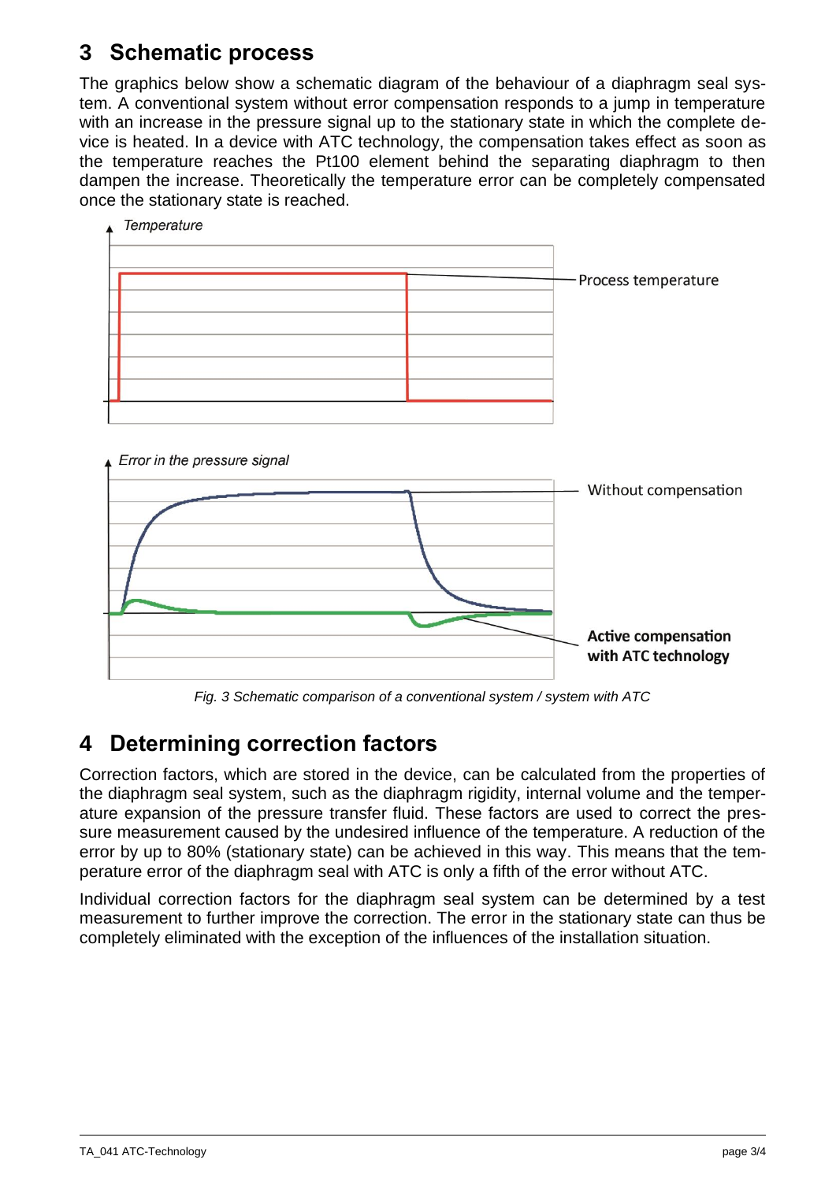## 3 Schematic process

The graphics below show a schematic diagram of the behaviour of a diaphragm seal system. A conventional system without error compensation responds to a jump in temperature with an increase in the pressure signal up to the stationary state in which the complete device is heated. In a device with ATC technology, the compensation takes effect as soon as the temperature reaches the Pt100 element behind the separating diaphragm to then dampen the increase. Theoretically the temperature error can be completely compensated once the stationary state is reached.

*Fig. 3 Schematic comparison of a conventional system / system with ATC*

## 4 Determining correction factors

Correction factors, which are stored in the device, can be calculated from the properties of the diaphragm seal system, such as the diaphragm rigidity, internal volume and the temperature expansion of the pressure transfer fluid. These factors are used to correct the pressure measurement caused by the undesired influence of the temperature. A reduction of the error by up to 80% (stationary state) can be achieved in this way. This means that the temperature error of the diaphragm seal with ATC is only a fifth of the error without ATC.

Individual correction factors for the diaphragm seal system can be determined by a test measurement to further improve the correction. The error in the stationary state can thus be completely eliminated with the exception of the influences of the installation situation.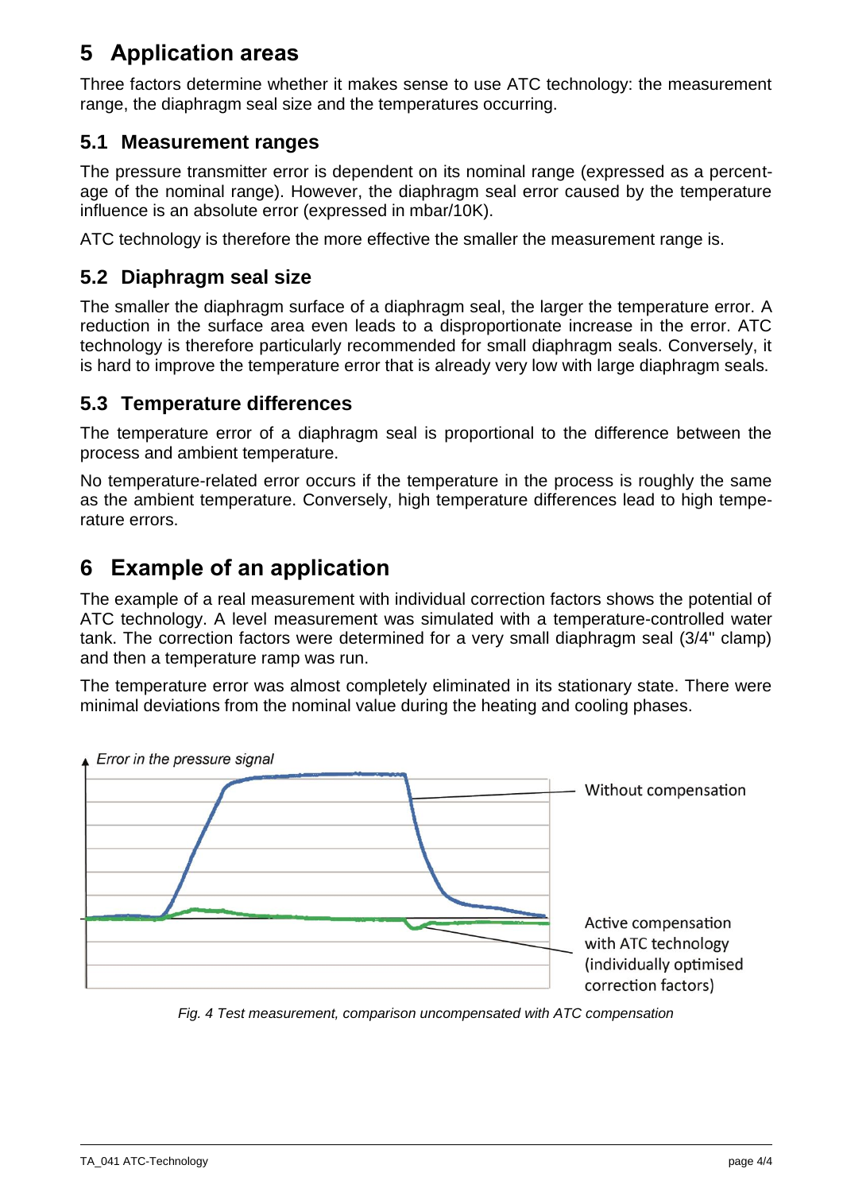# 5 Application areas

Three factors determine whether it makes sense to use ATC technology: the measurement range, the diaphragm seal size and the temperatures occurring.

## 5.1 Measurement ranges

The pressure transmitter error is dependent on its nominal range (expressed as a percentage of the nominal range). However, the diaphragm seal error caused by the temperature influence is an absolute error (expressed in mbar/10K).

ATC technology is therefore the more effective the smaller the measurement range is.

## 5.2 Diaphragm seal size

The smaller the diaphragm surface of a diaphragm seal, the larger the temperature error. A reduction in the surface area even leads to a disproportionate increase in the error. ATC technology is therefore particularly recommended for small diaphragm seals. Conversely, it is hard to improve the temperature error that is already very low with large diaphragm seals.

## 5.3 Temperature differences

The temperature error of a diaphragm seal is proportional to the difference between the process and ambient temperature.

No temperature-related error occurs if the temperature in the process is roughly the same as the ambient temperature. Conversely, high temperature differences lead to high temperature errors.

# 6 Example of an application

The example of a real measurement with individual correction factors shows the potential of ATC technology. A level measurement was simulated with a temperature-controlled water tank. The correction factors were determined for a very small diaphragm seal (3/4" clamp) and then a temperature ramp was run.

The temperature error was almost completely eliminated in its stationary state. There were minimal deviations from the nominal value during the heating and cooling phases.

Error in the pressure signal

Without compensation

Active compensation with ATC technology (individually optimised correction factors)

*Fig. 4 Test measurement, comparison uncompensated with ATC compensation*